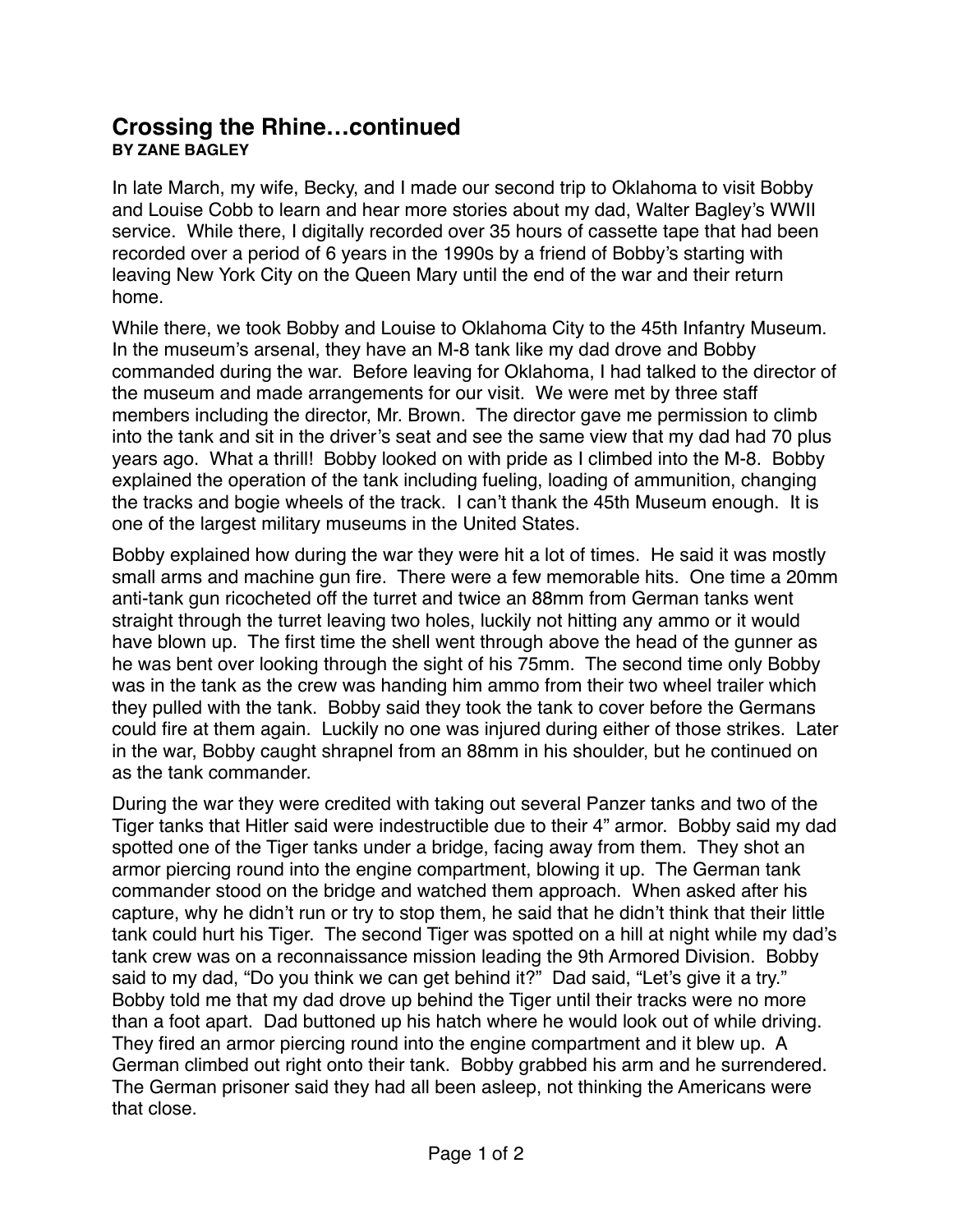# Crossing the Rhine…continued

**BY ZANE BAGLEY**

In late March, my wife, Becky, and I made our second trip to Oklahoma to visit Bobby and Louise Cobb to learn and hear more stories about my dad, Walter Bagley's WWII service. While there, I digitally recorded over 35 hours of cassette tape that had been recorded over a period of 6 years in the 1990s by a friend of Bobby's starting with leaving New York City on the Queen Mary until the end of the war and their return home.

While there, we took Bobby and Louise to Oklahoma City to the 45th Infantry Museum. In the museum's arsenal, they have an M-8 tank like my dad drove and Bobby commanded during the war. Before leaving for Oklahoma, I had talked to the director of the museum and made arrangements for our visit. We were met by three staff members including the director, Mr. Brown. The director gave me permission to climb into the tank and sit in the driver's seat and see the same view that my dad had 70 plus years ago. What a thrill! Bobby looked on with pride as I climbed into the M-8. Bobby explained the operation of the tank including fueling, loading of ammunition, changing the tracks and bogie wheels of the track. I can't thank the 45th Museum enough. It is one of the largest military museums in the United States.

Bobby explained how during the war they were hit a lot of times. He said it was mostly small arms and machine gun fire. There were a few memorable hits. One time a 20mm anti-tank gun ricocheted off the turret and twice an 88mm from German tanks went straight through the turret leaving two holes, luckily not hitting any ammo or it would have blown up. The first time the shell went through above the head of the gunner as he was bent over looking through the sight of his 75mm. The second time only Bobby was in the tank as the crew was handing him ammo from their two wheel trailer which they pulled with the tank. Bobby said they took the tank to cover before the Germans could fire at them again. Luckily no one was injured during either of those strikes. Later in the war, Bobby caught shrapnel from an 88mm in his shoulder, but he continued on as the tank commander.

During the war they were credited with taking out several Panzer tanks and two of the Tiger tanks that Hitler said were indestructible due to their 4" armor. Bobby said my dad spotted one of the Tiger tanks under a bridge, facing away from them. They shot an armor piercing round into the engine compartment, blowing it up. The German tank commander stood on the bridge and watched them approach. When asked after his capture, why he didn't run or try to stop them, he said that he didn't think that their little tank could hurt his Tiger. The second Tiger was spotted on a hill at night while my dad's tank crew was on a reconnaissance mission leading the 9th Armored Division. Bobby said to my dad, "Do you think we can get behind it?" Dad said, "Let's give it a try." Bobby told me that my dad drove up behind the Tiger until their tracks were no more than a foot apart. Dad buttoned up his hatch where he would look out of while driving. They fired an armor piercing round into the engine compartment and it blew up. A German climbed out right onto their tank. Bobby grabbed his arm and he surrendered. The German prisoner said they had all been asleep, not thinking the Americans were that close.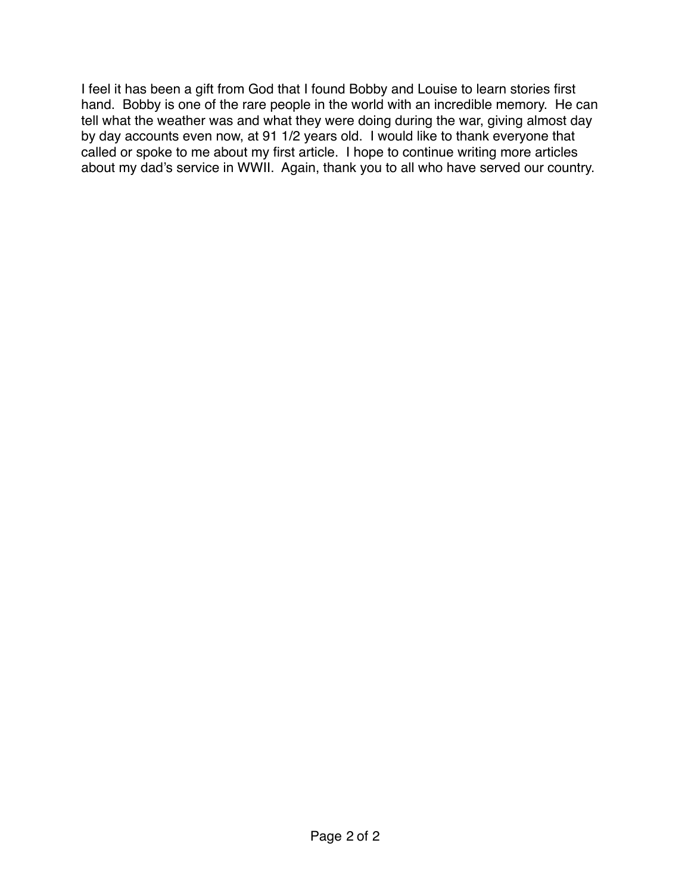I feel it has been a gift from God that I found Bobby and Louise to learn stories first hand. Bobby is one of the rare people in the world with an incredible memory. He can tell what the weather was and what they were doing during the war, giving almost day by day accounts even now, at 91 1/2 years old. I would like to thank everyone that called or spoke to me about my first article. I hope to continue writing more articles about my dad's service in WWII. Again, thank you to all who have served our country.